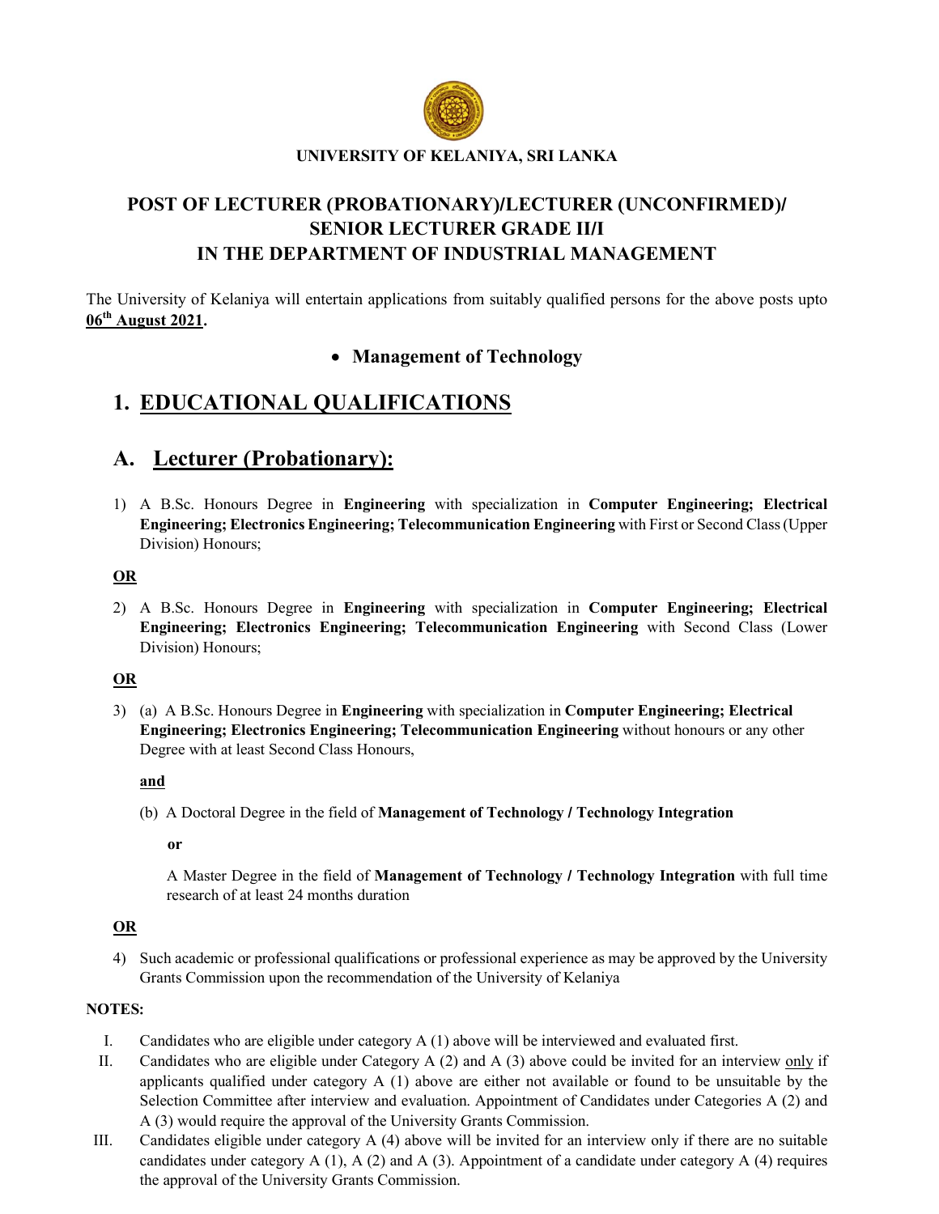**UNIVERSITY OF KELANIYA, SRI LANKA**

# POST OF LECTURER (PROBATIONARY)/LECTURER (UNCONFIRMED)/ SENIOR LECTURER GRADE II/I IN THE DEPARTMENT OF INDUSTRIAL MANAGEMENT

The University of Kelaniya will entertain applications from suitably qualified persons for the above posts upto **06th August 2021**.

- **Management of Technology**

## 1. EDUCATIONAL QUALIFICATIONS

## A. Lecturer (Probationary):

1) A B.Sc. Honours Degree in **Engineering** with specialization in **Computer Engineering; Electrical Engineering; Electronics Engineering; Telecommunication Engineering** with First or Second Class (Upper Division) Honours;

**OR**

2) A B.Sc. Honours Degree in **Engineering** with specialization in **Computer Engineering; Electrical Engineering; Electronics Engineering; Telecommunication Engineering** with Second Class (Lower Division) Honours;

**OR**

3) (a) A B.Sc. Honours Degree in **Engineering** with specialization in **Computer Engineering; Electrical Engineering; Electronics Engineering; Telecommunication Engineering** without honours or any other Degree with at least Second Class Honours,

   **and**

   (b) A Doctoral Degree in the field of **Management of Technology / Technology Integration**

   **or**

   A Master Degree in the field of **Management of Technology / Technology Integration** with full time research of at least 24 months duration

**OR**

4) Such academic or professional qualifications or professional experience as may be approved by the University Grants Commission upon the recommendation of the University of Kelaniya

**NOTES:**

I. Candidates who are eligible under category A (1) above will be interviewed and evaluated first.

II. Candidates who are eligible under Category A (2) and A (3) above could be invited for an interview only if applicants qualified under category A (1) above are either not available or found to be unsuitable by the Selection Committee after interview and evaluation. Appointment of Candidates under Categories A (2) and A (3) would require the approval of the University Grants Commission.

III. Candidates eligible under category A (4) above will be invited for an interview only if there are no suitable candidates under category A (1), A (2) and A (3). Appointment of a candidate under category A (4) requires the approval of the University Grants Commission.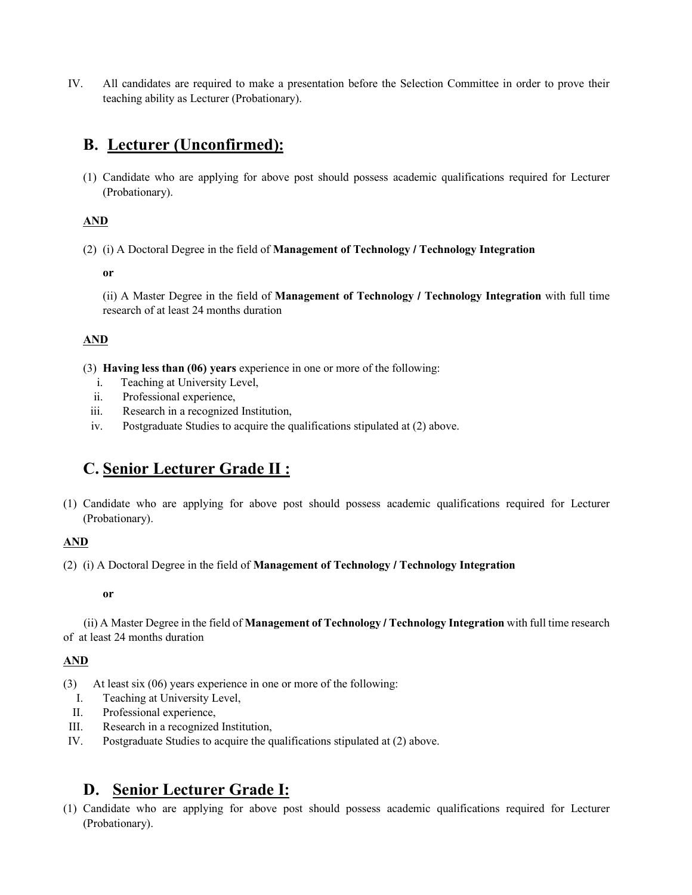IV. All candidates are required to make a presentation before the Selection Committee in order to prove their teaching ability as Lecturer (Probationary).

## B. Lecturer (Unconfirmed):

(1) Candidate who are applying for above post should possess academic qualifications required for Lecturer (Probationary).

**AND**

(2) (i) A Doctoral Degree in the field of **Management of Technology / Technology Integration**

**or**

(ii) A Master Degree in the field of **Management of Technology / Technology Integration** with full time research of at least 24 months duration

**AND**

(3) **Having less than (06) years** experience in one or more of the following:

i. Teaching at University Level,
ii. Professional experience,
iii. Research in a recognized Institution,
iv. Postgraduate Studies to acquire the qualifications stipulated at (2) above.

## C. Senior Lecturer Grade II :

(1) Candidate who are applying for above post should possess academic qualifications required for Lecturer (Probationary).

**AND**

(2) (i) A Doctoral Degree in the field of **Management of Technology / Technology Integration**

**or**

(ii) A Master Degree in the field of **Management of Technology / Technology Integration** with full time research of at least 24 months duration

**AND**

(3) At least six (06) years experience in one or more of the following:

I. Teaching at University Level,
II. Professional experience,
III. Research in a recognized Institution,
IV. Postgraduate Studies to acquire the qualifications stipulated at (2) above.

## D. Senior Lecturer Grade I:

(1) Candidate who are applying for above post should possess academic qualifications required for Lecturer (Probationary).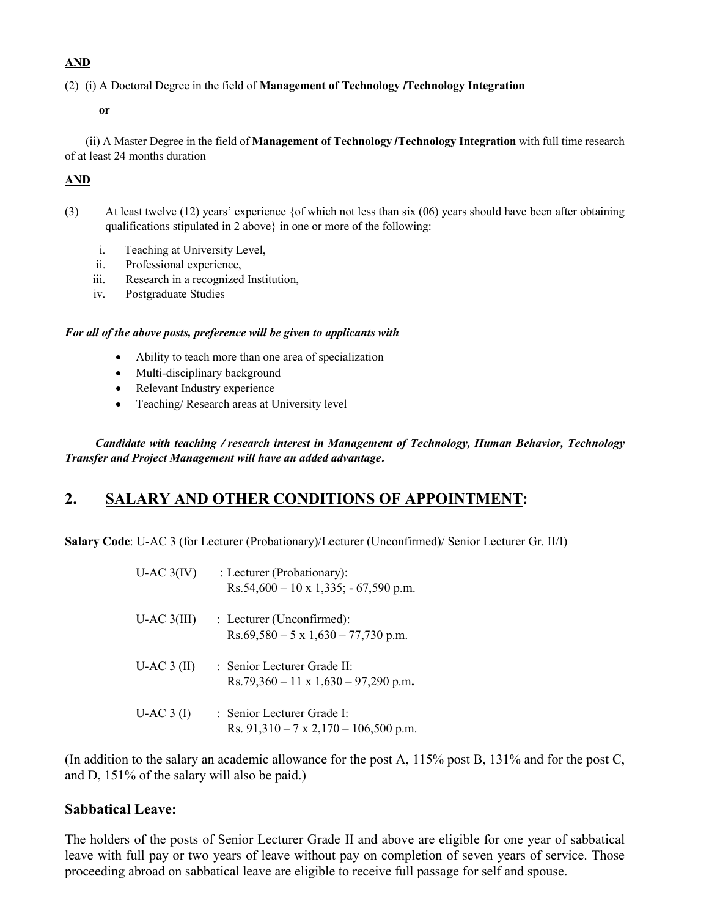**AND**

(2) (i) A Doctoral Degree in the field of **Management of Technology /Technology Integration**

**or**

(ii) A Master Degree in the field of **Management of Technology /Technology Integration** with full time research of at least 24 months duration

**AND**

(3) At least twelve (12) years' experience {of which not less than six (06) years should have been after obtaining qualifications stipulated in 2 above} in one or more of the following:

i. Teaching at University Level,
ii. Professional experience,
iii. Research in a recognized Institution,
iv. Postgraduate Studies

***For all of the above posts, preference will be given to applicants with***

- Ability to teach more than one area of specialization
- Multi-disciplinary background
- Relevant Industry experience
- Teaching/ Research areas at University level

***Candidate with teaching / research interest in Management of Technology, Human Behavior, Technology Transfer and Project Management will have an added advantage.***

## 2. SALARY AND OTHER CONDITIONS OF APPOINTMENT:

**Salary Code**: U-AC 3 (for Lecturer (Probationary)/Lecturer (Unconfirmed)/ Senior Lecturer Gr. II/I)

U-AC 3(IV) : Lecturer (Probationary):
Rs.54,600 – 10 x 1,335; - 67,590 p.m.

U-AC 3(III) : Lecturer (Unconfirmed):
Rs.69,580 – 5 x 1,630 – 77,730 p.m.

U-AC 3 (II) : Senior Lecturer Grade II:
Rs.79,360 – 11 x 1,630 – 97,290 p.m**.**

U-AC 3 (I) : Senior Lecturer Grade I:
Rs. 91,310 – 7 x 2,170 – 106,500 p.m.

(In addition to the salary an academic allowance for the post A, 115% post B, 131% and for the post C, and D, 151% of the salary will also be paid.)

### Sabbatical Leave:

The holders of the posts of Senior Lecturer Grade II and above are eligible for one year of sabbatical leave with full pay or two years of leave without pay on completion of seven years of service. Those proceeding abroad on sabbatical leave are eligible to receive full passage for self and spouse.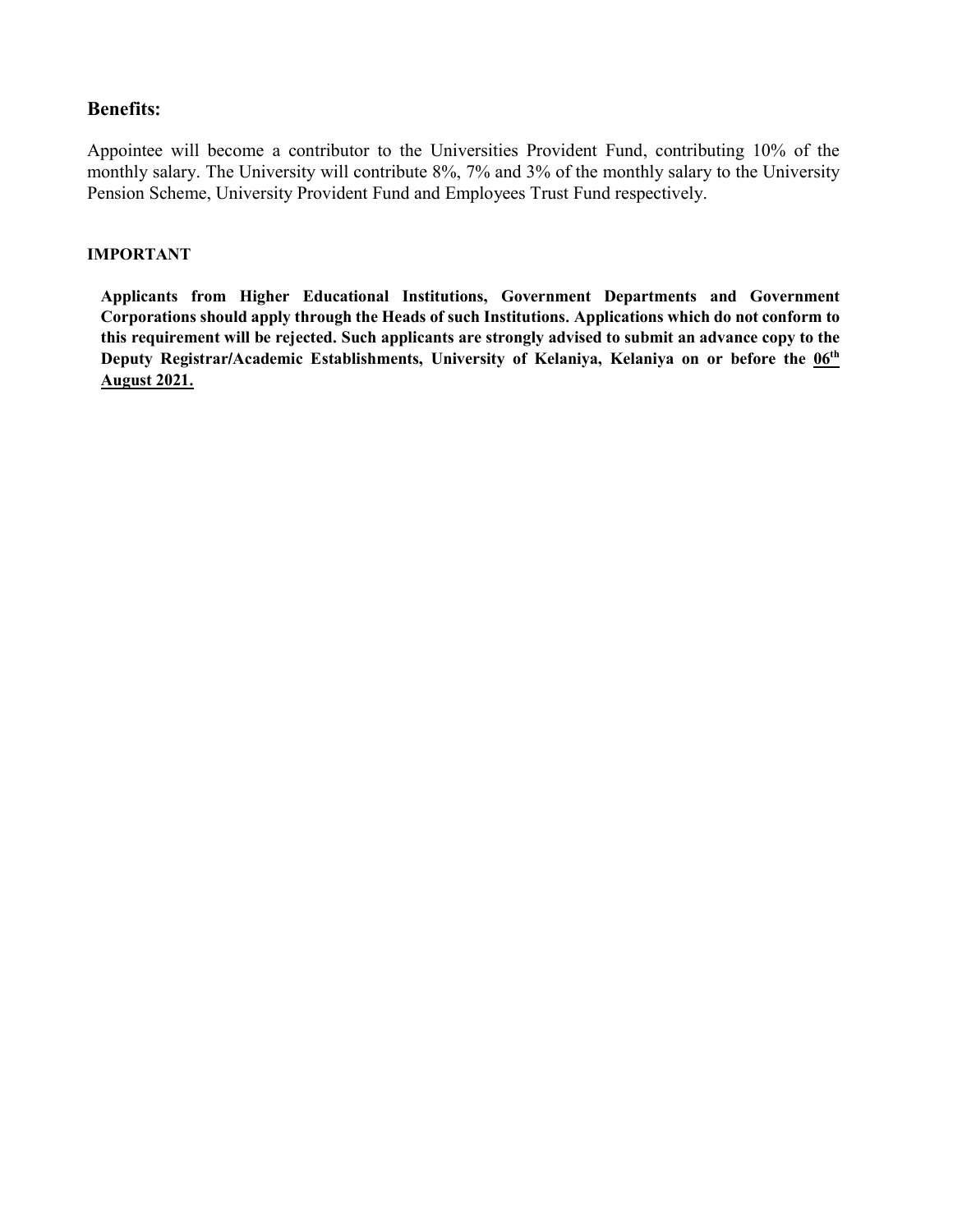## Benefits:

Appointee will become a contributor to the Universities Provident Fund, contributing 10% of the monthly salary. The University will contribute 8%, 7% and 3% of the monthly salary to the University Pension Scheme, University Provident Fund and Employees Trust Fund respectively.

**IMPORTANT**

**Applicants from Higher Educational Institutions, Government Departments and Government Corporations should apply through the Heads of such Institutions. Applications which do not conform to this requirement will be rejected. Such applicants are strongly advised to submit an advance copy to the Deputy Registrar/Academic Establishments, University of Kelaniya, Kelaniya on or before the 06th August 2021.**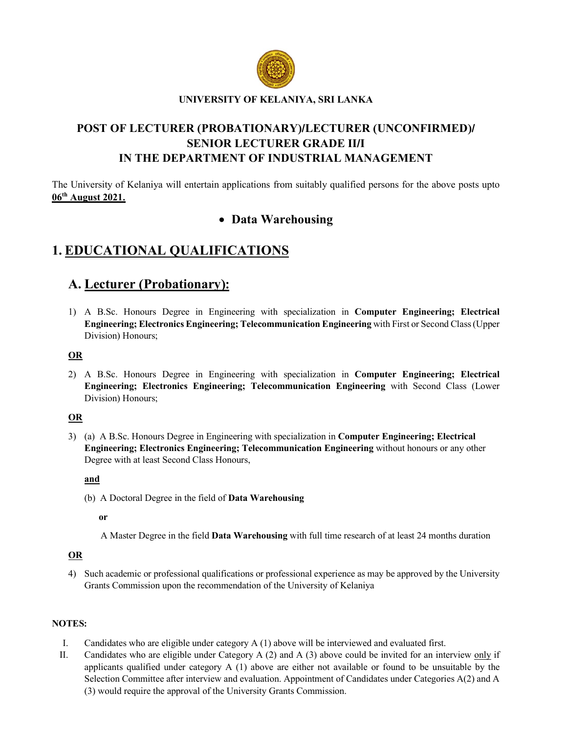**UNIVERSITY OF KELANIYA, SRI LANKA**

# POST OF LECTURER (PROBATIONARY)/LECTURER (UNCONFIRMED)/ SENIOR LECTURER GRADE II/I IN THE DEPARTMENT OF INDUSTRIAL MANAGEMENT

The University of Kelaniya will entertain applications from suitably qualified persons for the above posts upto **06th August 2021.**

- **Data Warehousing**

## 1. EDUCATIONAL QUALIFICATIONS

### A. Lecturer (Probationary):

1) A B.Sc. Honours Degree in Engineering with specialization in **Computer Engineering; Electrical Engineering; Electronics Engineering; Telecommunication Engineering** with First or Second Class (Upper Division) Honours;

**OR**

2) A B.Sc. Honours Degree in Engineering with specialization in **Computer Engineering; Electrical Engineering; Electronics Engineering; Telecommunication Engineering** with Second Class (Lower Division) Honours;

**OR**

3) (a) A B.Sc. Honours Degree in Engineering with specialization in **Computer Engineering; Electrical Engineering; Electronics Engineering; Telecommunication Engineering** without honours or any other Degree with at least Second Class Honours,

**and**

(b) A Doctoral Degree in the field of **Data Warehousing**

**or**

A Master Degree in the field **Data Warehousing** with full time research of at least 24 months duration

**OR**

4) Such academic or professional qualifications or professional experience as may be approved by the University Grants Commission upon the recommendation of the University of Kelaniya

**NOTES:**

I. Candidates who are eligible under category A (1) above will be interviewed and evaluated first.

II. Candidates who are eligible under Category A (2) and A (3) above could be invited for an interview only if applicants qualified under category A (1) above are either not available or found to be unsuitable by the Selection Committee after interview and evaluation. Appointment of Candidates under Categories A(2) and A (3) would require the approval of the University Grants Commission.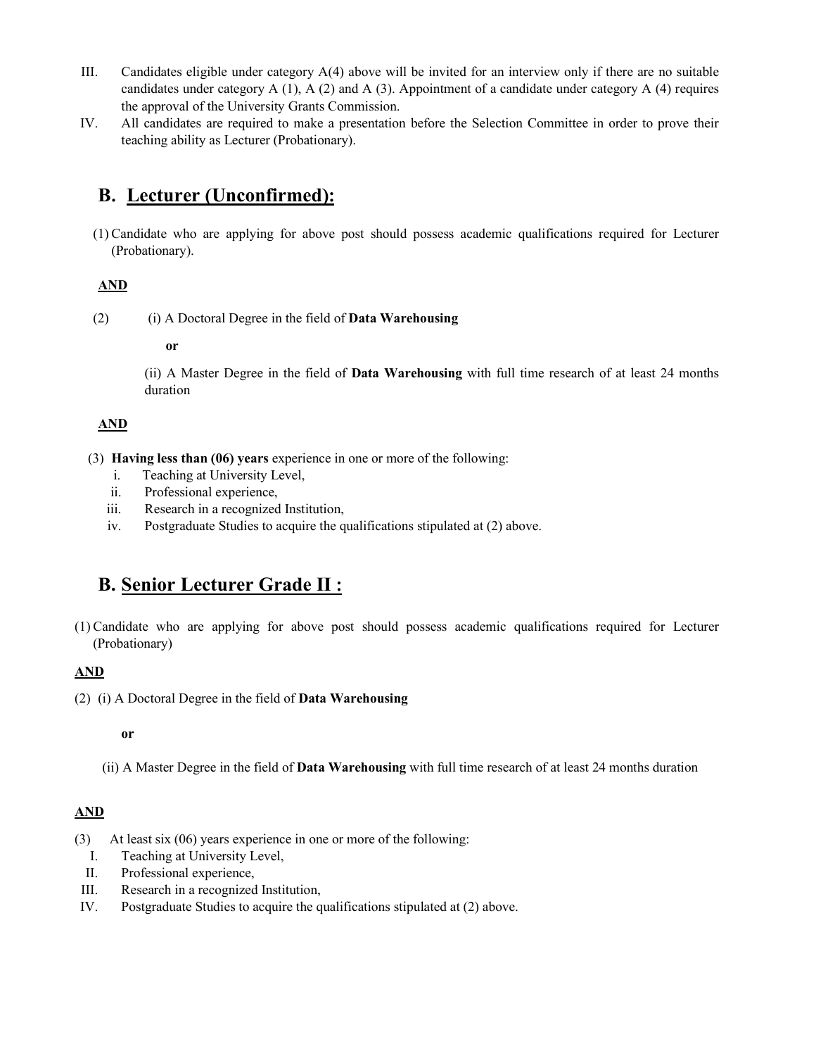III. Candidates eligible under category A(4) above will be invited for an interview only if there are no suitable candidates under category A (1), A (2) and A (3). Appointment of a candidate under category A (4) requires the approval of the University Grants Commission.

IV. All candidates are required to make a presentation before the Selection Committee in order to prove their teaching ability as Lecturer (Probationary).

## B. Lecturer (Unconfirmed):

(1) Candidate who are applying for above post should possess academic qualifications required for Lecturer (Probationary).

**AND**

(2) (i) A Doctoral Degree in the field of **Data Warehousing**

**or**

(ii) A Master Degree in the field of **Data Warehousing** with full time research of at least 24 months duration

**AND**

(3) **Having less than (06) years** experience in one or more of the following:

i. Teaching at University Level,
ii. Professional experience,
iii. Research in a recognized Institution,
iv. Postgraduate Studies to acquire the qualifications stipulated at (2) above.

## B. Senior Lecturer Grade II :

(1) Candidate who are applying for above post should possess academic qualifications required for Lecturer (Probationary)

**AND**

(2) (i) A Doctoral Degree in the field of **Data Warehousing**

**or**

(ii) A Master Degree in the field of **Data Warehousing** with full time research of at least 24 months duration

**AND**

(3) At least six (06) years experience in one or more of the following:

I. Teaching at University Level,
II. Professional experience,
III. Research in a recognized Institution,
IV. Postgraduate Studies to acquire the qualifications stipulated at (2) above.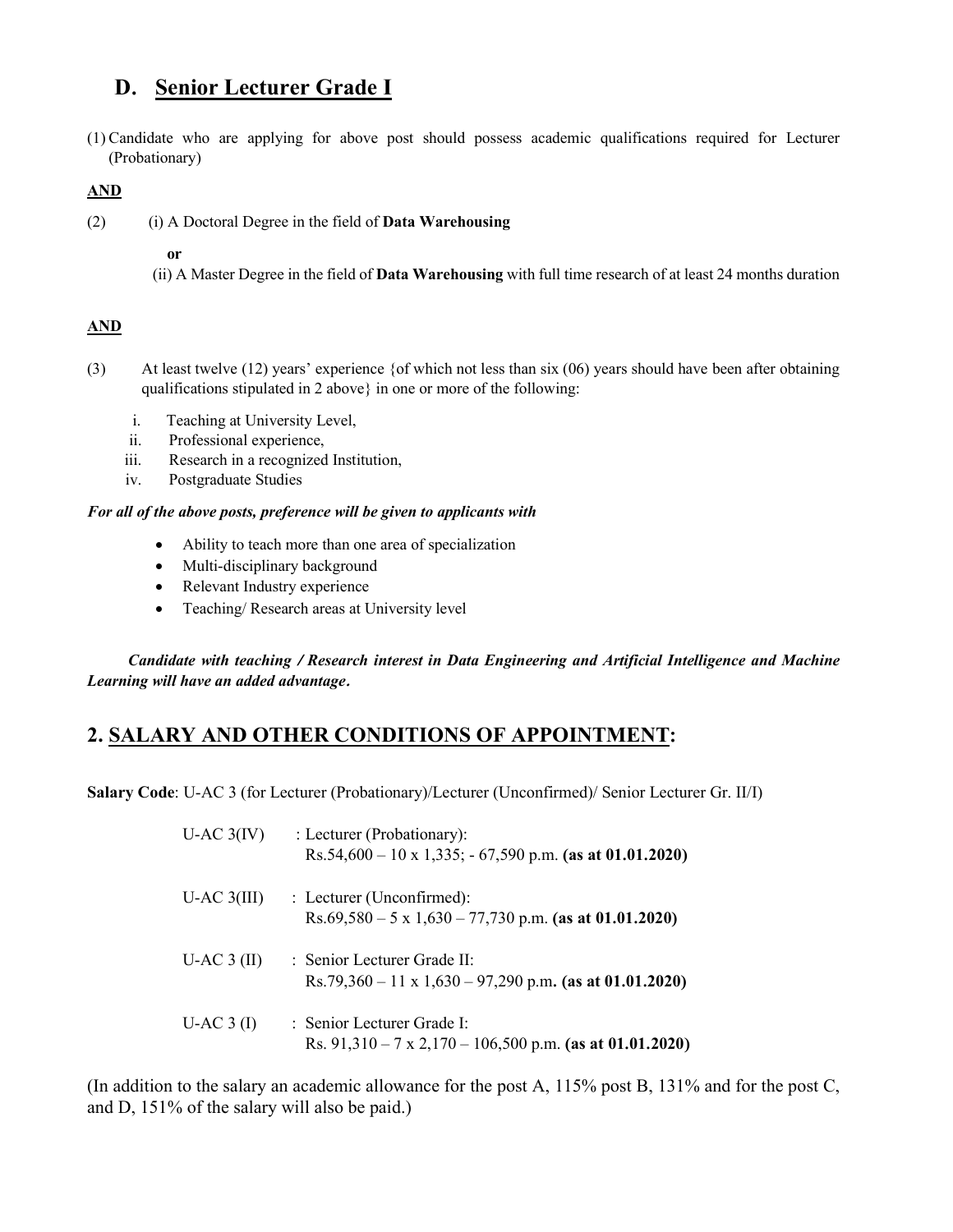## D. Senior Lecturer Grade I

(1) Candidate who are applying for above post should possess academic qualifications required for Lecturer (Probationary)

**AND**

(2) (i) A Doctoral Degree in the field of **Data Warehousing**

**or**

(ii) A Master Degree in the field of **Data Warehousing** with full time research of at least 24 months duration

**AND**

(3) At least twelve (12) years' experience {of which not less than six (06) years should have been after obtaining qualifications stipulated in 2 above} in one or more of the following:

i. Teaching at University Level,
ii. Professional experience,
iii. Research in a recognized Institution,
iv. Postgraduate Studies

***For all of the above posts, preference will be given to applicants with***

- Ability to teach more than one area of specialization
- Multi-disciplinary background
- Relevant Industry experience
- Teaching/ Research areas at University level

***Candidate with teaching / Research interest in Data Engineering and Artificial Intelligence and Machine Learning will have an added advantage.***

## 2. SALARY AND OTHER CONDITIONS OF APPOINTMENT:

**Salary Code**: U-AC 3 (for Lecturer (Probationary)/Lecturer (Unconfirmed)/ Senior Lecturer Gr. II/I)

U-AC 3(IV) : Lecturer (Probationary):
Rs.54,600 – 10 x 1,335; - 67,590 p.m. **(as at 01.01.2020)**

U-AC 3(III) : Lecturer (Unconfirmed):
Rs.69,580 – 5 x 1,630 – 77,730 p.m. **(as at 01.01.2020)**

U-AC 3 (II) : Senior Lecturer Grade II:
Rs.79,360 – 11 x 1,630 – 97,290 p.m**. (as at 01.01.2020)**

U-AC 3 (I) : Senior Lecturer Grade I:
Rs. 91,310 – 7 x 2,170 – 106,500 p.m. **(as at 01.01.2020)**

(In addition to the salary an academic allowance for the post A, 115% post B, 131% and for the post C, and D, 151% of the salary will also be paid.)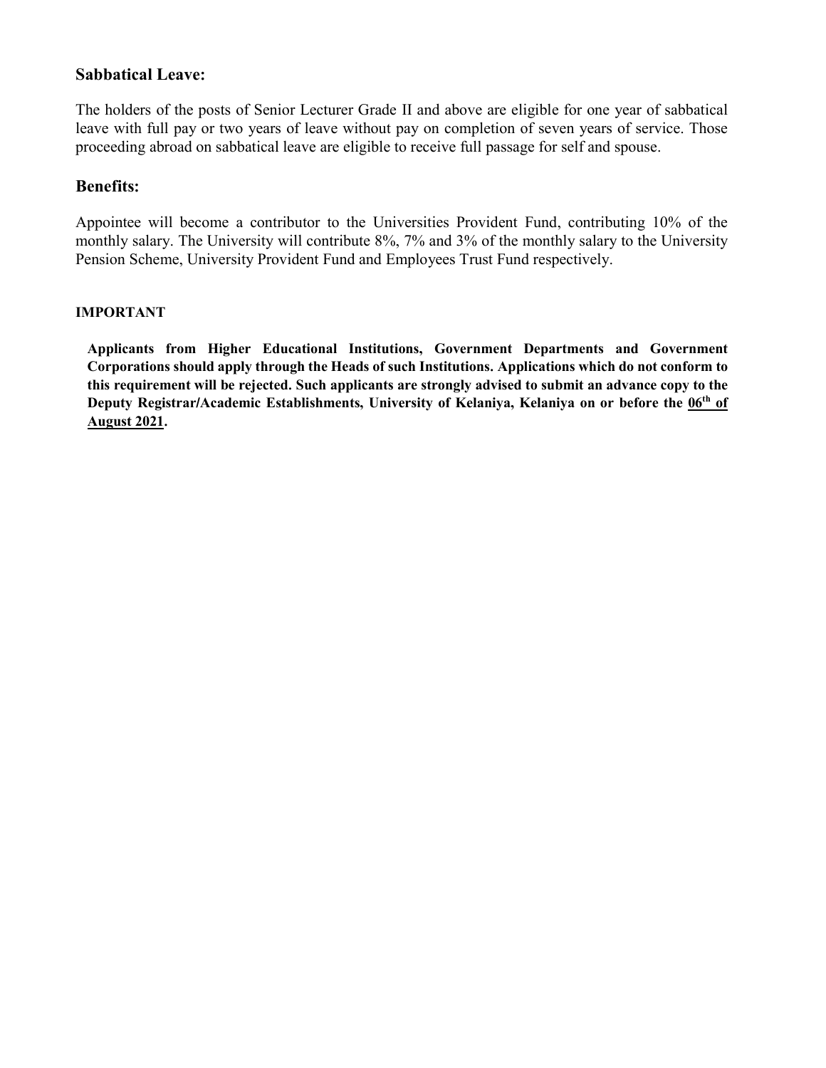## Sabbatical Leave:

The holders of the posts of Senior Lecturer Grade II and above are eligible for one year of sabbatical leave with full pay or two years of leave without pay on completion of seven years of service. Those proceeding abroad on sabbatical leave are eligible to receive full passage for self and spouse.

## Benefits:

Appointee will become a contributor to the Universities Provident Fund, contributing 10% of the monthly salary. The University will contribute 8%, 7% and 3% of the monthly salary to the University Pension Scheme, University Provident Fund and Employees Trust Fund respectively.

**IMPORTANT**

**Applicants from Higher Educational Institutions, Government Departments and Government Corporations should apply through the Heads of such Institutions. Applications which do not conform to this requirement will be rejected. Such applicants are strongly advised to submit an advance copy to the Deputy Registrar/Academic Establishments, University of Kelaniya, Kelaniya on or before the 06th of August 2021.**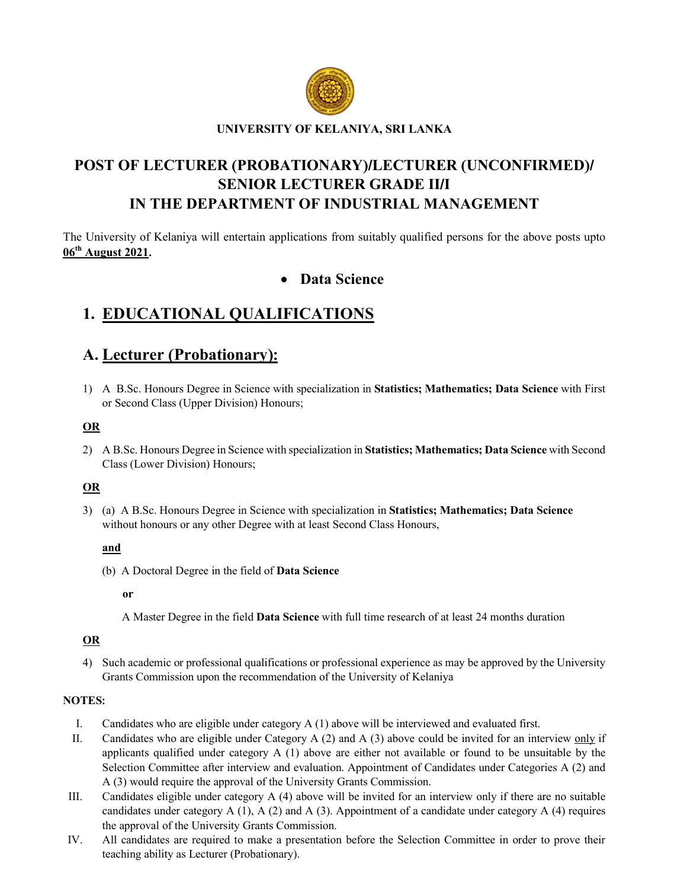**UNIVERSITY OF KELANIYA, SRI LANKA**

# POST OF LECTURER (PROBATIONARY)/LECTURER (UNCONFIRMED)/ SENIOR LECTURER GRADE II/I IN THE DEPARTMENT OF INDUSTRIAL MANAGEMENT

The University of Kelaniya will entertain applications from suitably qualified persons for the above posts upto **<u>06th August 2021</u>.**

- **Data Science**

## 1. <u>EDUCATIONAL QUALIFICATIONS</u>

## A. <u>Lecturer (Probationary):</u>

1) A B.Sc. Honours Degree in Science with specialization in **Statistics; Mathematics; Data Science** with First or Second Class (Upper Division) Honours;

**<u>OR</u>**

2) A B.Sc. Honours Degree in Science with specialization in **Statistics; Mathematics; Data Science** with Second Class (Lower Division) Honours;

**<u>OR</u>**

3) (a) A B.Sc. Honours Degree in Science with specialization in **Statistics; Mathematics; Data Science** without honours or any other Degree with at least Second Class Honours,

   **<u>and</u>**

   (b) A Doctoral Degree in the field of **Data Science**

   **or**

   A Master Degree in the field **Data Science** with full time research of at least 24 months duration

**<u>OR</u>**

4) Such academic or professional qualifications or professional experience as may be approved by the University Grants Commission upon the recommendation of the University of Kelaniya

**NOTES:**

I. Candidates who are eligible under category A (1) above will be interviewed and evaluated first.

II. Candidates who are eligible under Category A (2) and A (3) above could be invited for an interview <u>only</u> if applicants qualified under category A (1) above are either not available or found to be unsuitable by the Selection Committee after interview and evaluation. Appointment of Candidates under Categories A (2) and A (3) would require the approval of the University Grants Commission.

III. Candidates eligible under category A (4) above will be invited for an interview only if there are no suitable candidates under category A (1), A (2) and A (3). Appointment of a candidate under category A (4) requires the approval of the University Grants Commission.

IV. All candidates are required to make a presentation before the Selection Committee in order to prove their teaching ability as Lecturer (Probationary).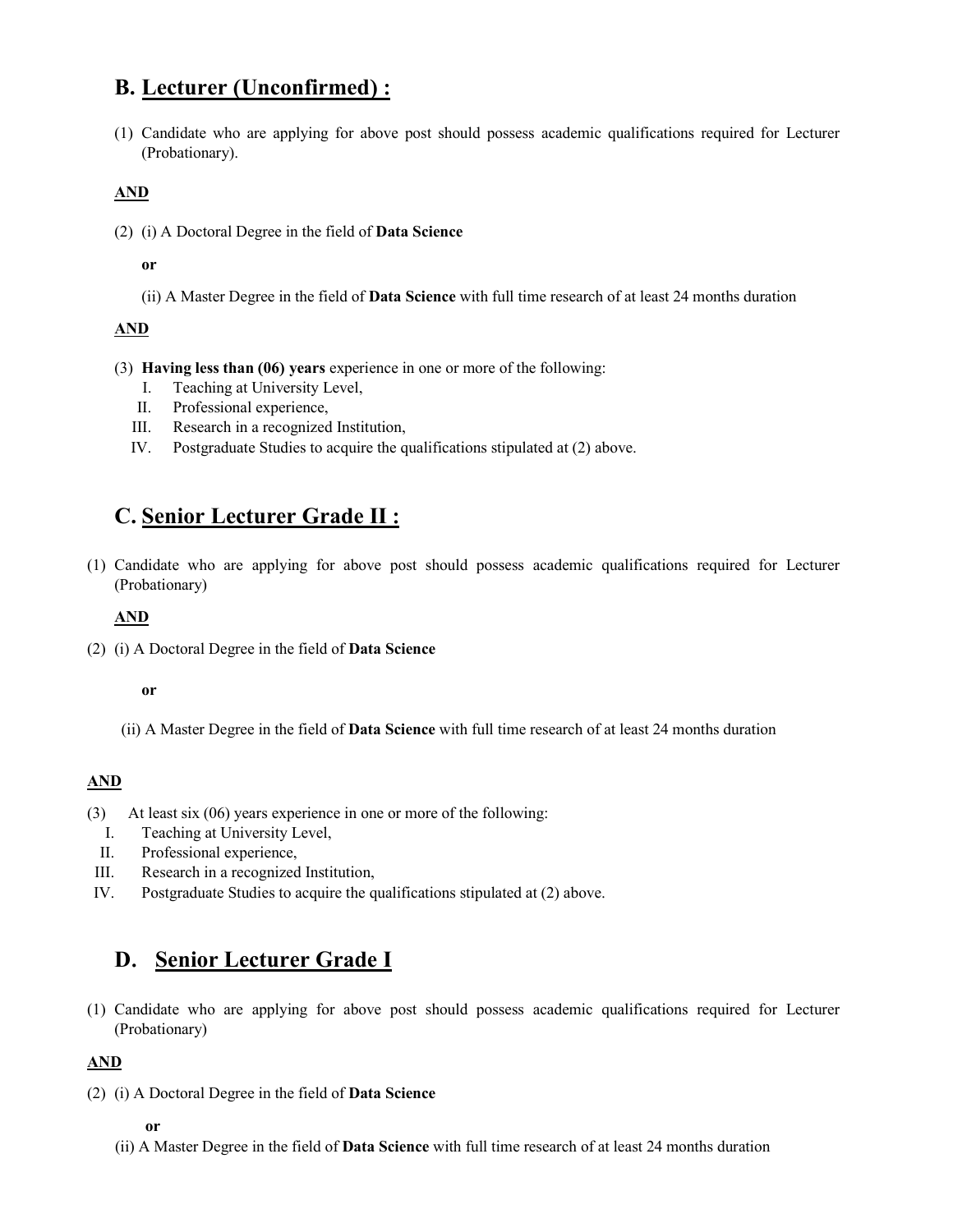## B. Lecturer (Unconfirmed) :

(1) Candidate who are applying for above post should possess academic qualifications required for Lecturer (Probationary).

**AND**

(2) (i) A Doctoral Degree in the field of **Data Science**

**or**

(ii) A Master Degree in the field of **Data Science** with full time research of at least 24 months duration

**AND**

(3) **Having less than (06) years** experience in one or more of the following:

I. Teaching at University Level,
II. Professional experience,
III. Research in a recognized Institution,
IV. Postgraduate Studies to acquire the qualifications stipulated at (2) above.

## C. Senior Lecturer Grade II :

(1) Candidate who are applying for above post should possess academic qualifications required for Lecturer (Probationary)

**AND**

(2) (i) A Doctoral Degree in the field of **Data Science**

**or**

(ii) A Master Degree in the field of **Data Science** with full time research of at least 24 months duration

**AND**

(3) At least six (06) years experience in one or more of the following:

I. Teaching at University Level,
II. Professional experience,
III. Research in a recognized Institution,
IV. Postgraduate Studies to acquire the qualifications stipulated at (2) above.

## D. Senior Lecturer Grade I

(1) Candidate who are applying for above post should possess academic qualifications required for Lecturer (Probationary)

**AND**

(2) (i) A Doctoral Degree in the field of **Data Science**

**or**

(ii) A Master Degree in the field of **Data Science** with full time research of at least 24 months duration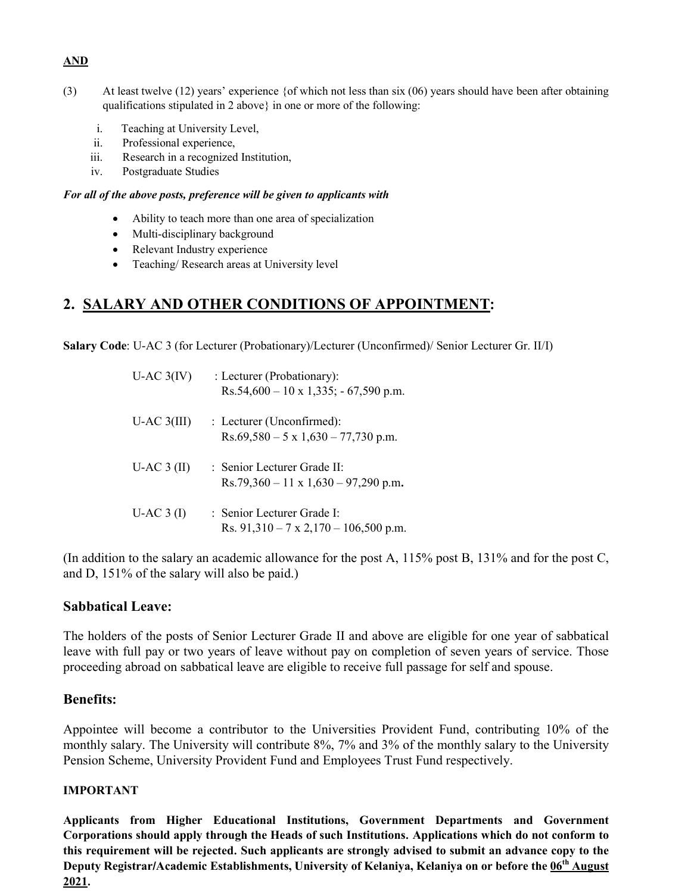**AND**

(3) At least twelve (12) years' experience {of which not less than six (06) years should have been after obtaining qualifications stipulated in 2 above} in one or more of the following:

i. Teaching at University Level,
ii. Professional experience,
iii. Research in a recognized Institution,
iv. Postgraduate Studies

***For all of the above posts, preference will be given to applicants with***

- Ability to teach more than one area of specialization
- Multi-disciplinary background
- Relevant Industry experience
- Teaching/ Research areas at University level

## 2. SALARY AND OTHER CONDITIONS OF APPOINTMENT:

**Salary Code**: U-AC 3 (for Lecturer (Probationary)/Lecturer (Unconfirmed)/ Senior Lecturer Gr. II/I)

U-AC 3(IV) : Lecturer (Probationary):
Rs.54,600 – 10 x 1,335; - 67,590 p.m.

U-AC 3(III) : Lecturer (Unconfirmed):
Rs.69,580 – 5 x 1,630 – 77,730 p.m.

U-AC 3 (II) : Senior Lecturer Grade II:
Rs.79,360 – 11 x 1,630 – 97,290 p.m**.**

U-AC 3 (I) : Senior Lecturer Grade I:
Rs. 91,310 – 7 x 2,170 – 106,500 p.m.

(In addition to the salary an academic allowance for the post A, 115% post B, 131% and for the post C, and D, 151% of the salary will also be paid.)

### Sabbatical Leave:

The holders of the posts of Senior Lecturer Grade II and above are eligible for one year of sabbatical leave with full pay or two years of leave without pay on completion of seven years of service. Those proceeding abroad on sabbatical leave are eligible to receive full passage for self and spouse.

### Benefits:

Appointee will become a contributor to the Universities Provident Fund, contributing 10% of the monthly salary. The University will contribute 8%, 7% and 3% of the monthly salary to the University Pension Scheme, University Provident Fund and Employees Trust Fund respectively.

**IMPORTANT**

**Applicants from Higher Educational Institutions, Government Departments and Government Corporations should apply through the Heads of such Institutions. Applications which do not conform to this requirement will be rejected. Such applicants are strongly advised to submit an advance copy to the Deputy Registrar/Academic Establishments, University of Kelaniya, Kelaniya on or before the 06th August 2021.**